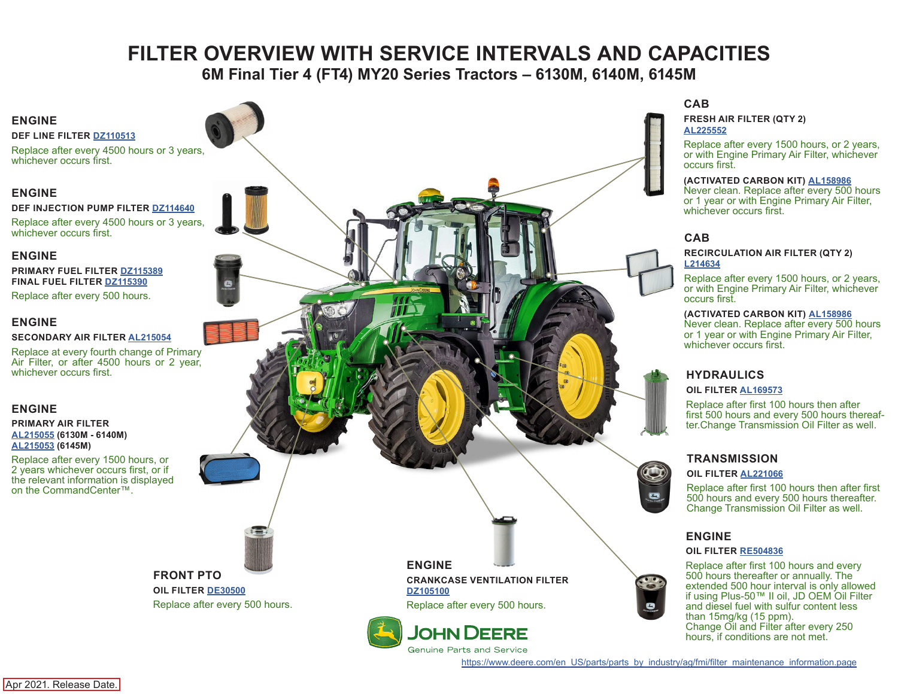# FILTER OVERVIEW WITH SERVICE INTERVALS AND CAPACITIES

## 6M Final Tier 4 (FT4) MY20 Series Tractors – 6130M, 6140M, 6145M

### ENGINE

**DEF LINE FILTER DZ110513**

Replace after every 4500 hours or 3 years, whichever occurs first.

### ENGINE

**DEF INJECTION PUMP FILTER DZ114640**

Replace after every 4500 hours or 3 years, whichever occurs first.

### ENGINE

**PRIMARY FUEL FILTER DZ115389**
**FINAL FUEL FILTER DZ115390**

Replace after every 500 hours.

### ENGINE

**SECONDARY AIR FILTER AL215054**

Replace at every fourth change of Primary Air Filter, or after 4500 hours or 2 year, whichever occurs first.

### ENGINE

**PRIMARY AIR FILTER**
**AL215055 (6130M - 6140M)**
**AL215053 (6145M)**

Replace after every 1500 hours, or 2 years whichever occurs first, or if the relevant information is displayed on the CommandCenter™.

### FRONT PTO

**OIL FILTER DE30500**

Replace after every 500 hours.

### ENGINE

**CRANKCASE VENTILATION FILTER DZ105100**

Replace after every 500 hours.

### CAB

**FRESH AIR FILTER (QTY 2) AL225552**

Replace after every 1500 hours, or 2 years, or with Engine Primary Air Filter, whichever occurs first.

**(ACTIVATED CARBON KIT) AL158986**
Never clean. Replace after every 500 hours or 1 year or with Engine Primary Air Filter, whichever occurs first.

### CAB

**RECIRCULATION AIR FILTER (QTY 2) L214634**

Replace after every 1500 hours, or 2 years, or with Engine Primary Air Filter, whichever occurs first.

**(ACTIVATED CARBON KIT) AL158986**
Never clean. Replace after every 500 hours or 1 year or with Engine Primary Air Filter, whichever occurs first.

### HYDRAULICS

**OIL FILTER AL169573**

Replace after first 100 hours then after first 500 hours and every 500 hours thereafter.Change Transmission Oil Filter as well.

### TRANSMISSION

**OIL FILTER AL221066**

Replace after first 100 hours then after first 500 hours and every 500 hours thereafter. Change Transmission Oil Filter as well.

### ENGINE

**OIL FILTER RE504836**

Replace after first 100 hours and every 500 hours thereafter or annually. The extended 500 hour interval is only allowed if using Plus-50™ II oil, JD OEM Oil Filter and diesel fuel with sulfur content less than 15mg/kg (15 ppm).
Change Oil and Filter after every 250 hours, if conditions are not met.

JOHN DEERE
Genuine Parts and Service

https://www.deere.com/en_US/parts/parts_by_industry/ag/fmi/filter_maintenance_information.page

Apr 2021. Release Date.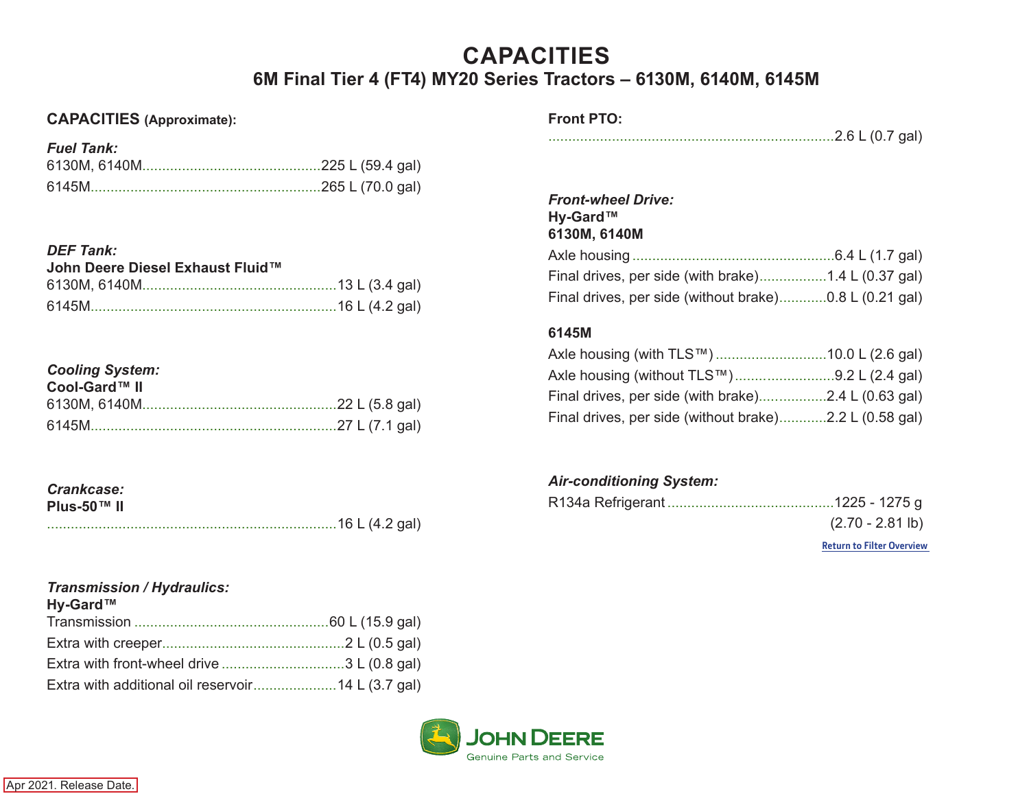# CAPACITIES

## 6M Final Tier 4 (FT4) MY20 Series Tractors – 6130M, 6140M, 6145M

### CAPACITIES (Approximate):

***Fuel Tank:***

| | |
|---|---|
| 6130M, 6140M | 225 L (59.4 gal) |
| 6145M | 265 L (70.0 gal) |

***DEF Tank:***

**John Deere Diesel Exhaust Fluid™**

| | |
|---|---|
| 6130M, 6140M | 13 L (3.4 gal) |
| 6145M | 16 L (4.2 gal) |

***Cooling System:***

**Cool-Gard™ II**

| | |
|---|---|
| 6130M, 6140M | 22 L (5.8 gal) |
| 6145M | 27 L (7.1 gal) |

***Crankcase:***

**Plus-50™ II**

16 L (4.2 gal)

***Transmission / Hydraulics:***

**Hy-Gard™**

| | |
|---|---|
| Transmission | 60 L (15.9 gal) |
| Extra with creeper | 2 L (0.5 gal) |
| Extra with front-wheel drive | 3 L (0.8 gal) |
| Extra with additional oil reservoir | 14 L (3.7 gal) |

**Front PTO:**

2.6 L (0.7 gal)

***Front-wheel Drive:***

**Hy-Gard™**

**6130M, 6140M**

| | |
|---|---|
| Axle housing | 6.4 L (1.7 gal) |
| Final drives, per side (with brake) | 1.4 L (0.37 gal) |
| Final drives, per side (without brake) | 0.8 L (0.21 gal) |

**6145M**

| | |
|---|---|
| Axle housing (with TLS™) | 10.0 L (2.6 gal) |
| Axle housing (without TLS™) | 9.2 L (2.4 gal) |
| Final drives, per side (with brake) | 2.4 L (0.63 gal) |
| Final drives, per side (without brake) | 2.2 L (0.58 gal) |

***Air-conditioning System:***

| | |
|---|---|
| R134a Refrigerant | 1225 - 1275 g (2.70 - 2.81 lb) |

Return to Filter Overview

JOHN DEERE
Genuine Parts and Service

Apr 2021. Release Date.